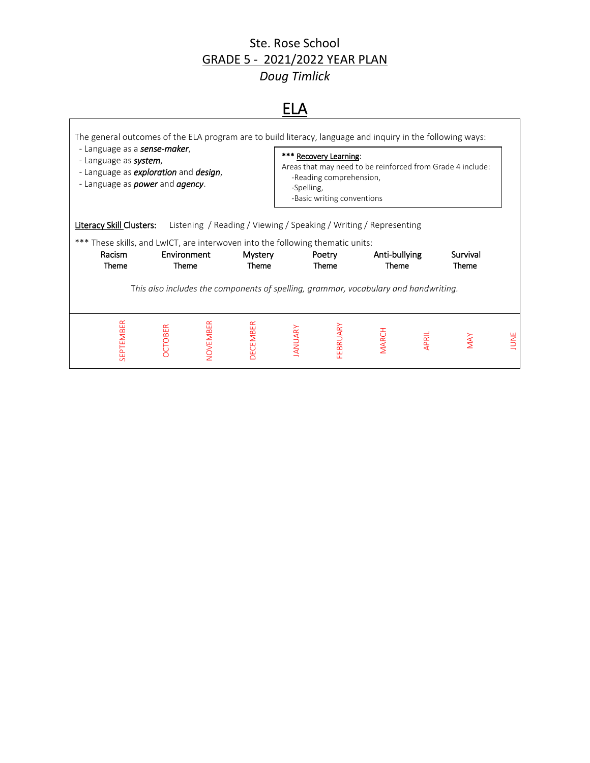# Ste. Rose School

## GRADE 5 - 2021/2022 YEAR PLAN

*Doug Timlick*

## ELA

The general outcomes of the ELA program are to build literacy, language and inquiry in the following ways:

- Language as a ***sense-maker***,
- Language as ***system***,
- Language as ***exploration*** and ***design***,
- Language as ***power*** and ***agency***.

**\*\*\* Recovery Learning**:
Areas that may need to be reinforced from Grade 4 include:
- Reading comprehension,
- Spelling,
- Basic writing conventions

**Literacy Skill Clusters:** Listening / Reading / Viewing / Speaking / Writing / Representing

*** These skills, and LwICT, are interwoven into the following thematic units:

| Racism Theme | Environment Theme | Mystery Theme | Poetry Theme | Anti-bullying Theme | Survival Theme |
|---|---|---|---|---|---|

*This also includes the components of spelling, grammar, vocabulary and handwriting.*

| SEPTEMBER | OCTOBER | NOVEMBER | DECEMBER | JANUARY | FEBRUARY | MARCH | APRIL | MAY | JUNE |
|---|---|---|---|---|---|---|---|---|---|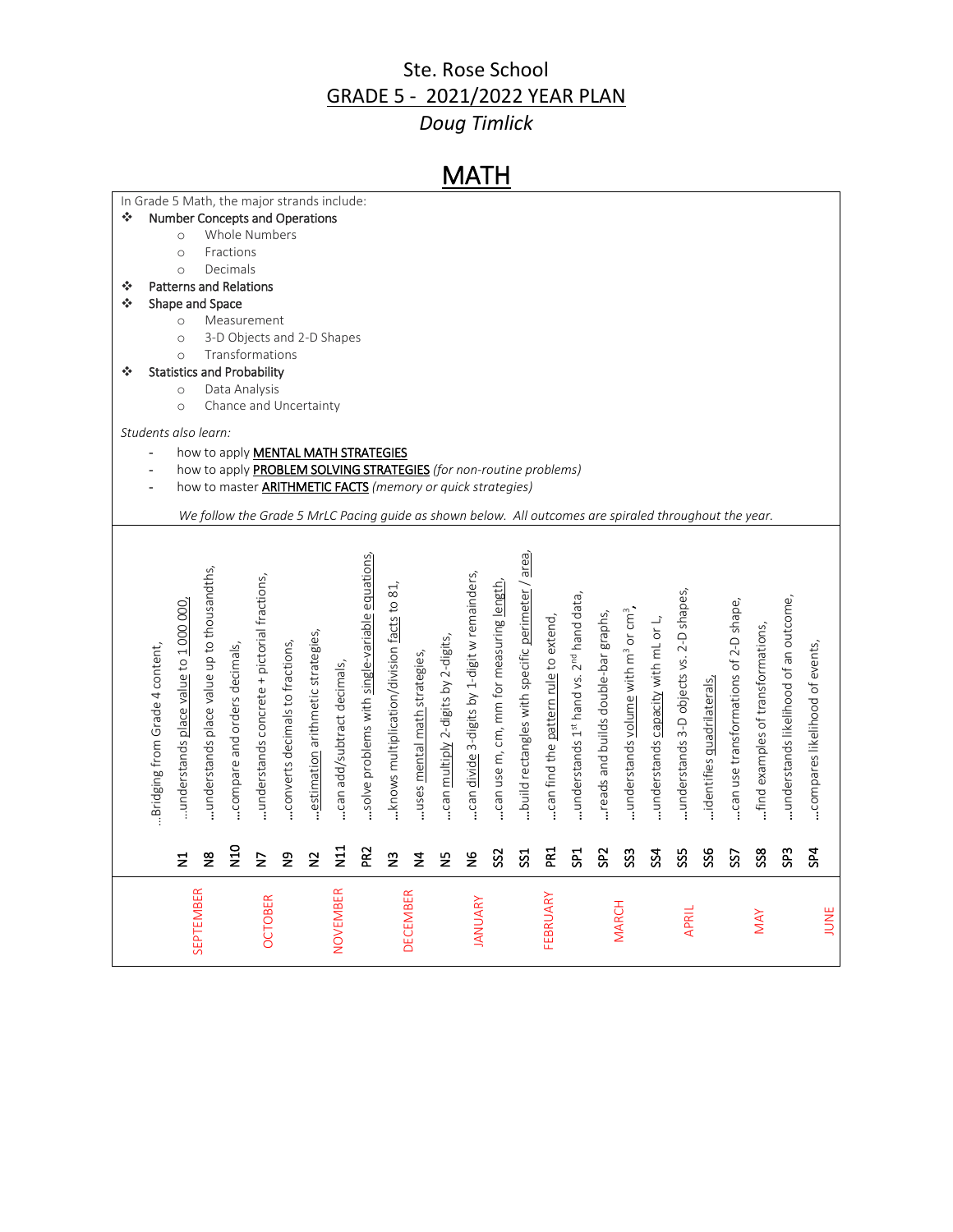# Ste. Rose School
## GRADE 5 - 2021/2022 YEAR PLAN
*Doug Timlick*

## MATH

In Grade 5 Math, the major strands include:

- Number Concepts and Operations
  - Whole Numbers
  - Fractions
  - Decimals
- Patterns and Relations
- Shape and Space
  - Measurement
  - 3-D Objects and 2-D Shapes
  - Transformations
- Statistics and Probability
  - Data Analysis
  - Chance and Uncertainty

*Students also learn:*

- how to apply MENTAL MATH STRATEGIES
- how to apply PROBLEM SOLVING STRATEGIES *(for non-routine problems)*
- how to master ARITHMETIC FACTS *(memory or quick strategies)*

*We follow the Grade 5 MrLC Pacing guide as shown below. All outcomes are spiraled throughout the year.*

| Month | Outcome | Description |
|---|---|---|
| | | …Bridging from Grade 4 content, |
| SEPTEMBER | N1 | …understands place value to 1 000 000, |
| | N8 | …understands place value up to thousandths, |
| | N10 | …compare and orders decimals, |
| OCTOBER | N7 | …understands concrete + pictorial fractions, |
| | N9 | …converts decimals to fractions, |
| | N2 | …estimation arithmetic strategies, |
| NOVEMBER | N11 | …can add/subtract decimals, |
| | PR2 | …solve problems with single-variable equations, |
| DECEMBER | N3 | …knows multiplication/division facts to 81, |
| | N4 | …uses mental math strategies, |
| | N5 | …can multiply 2-digits by 2-digits, |
| JANUARY | N6 | …can divide 3-digits by 1-digit w remainders, |
| | SS2 | …can use m, cm, mm for measuring length, |
| | SS1 | …build rectangles with specific perimeter / area, |
| FEBRUARY | PR1 | …can find the pattern rule to extend, |
| | SP1 | …understands 1st hand vs. 2nd hand data, |
| MARCH | SP2 | …reads and builds double-bar graphs, |
| | SS3 | …understands volume with $m^3$ or $cm^3$, |
| | SS4 | …understands capacity with mL or L, |
| APRIL | SS5 | …understands 3-D objects vs. 2-D shapes, |
| | SS6 | …identifies quadrilaterals, |
| MAY | SS7 | …can use transformations of 2-D shape, |
| | SS8 | …find examples of transformations, |
| JUNE | SP3 | …understands likelihood of an outcome, |
| | SP4 | …compares likelihood of events, |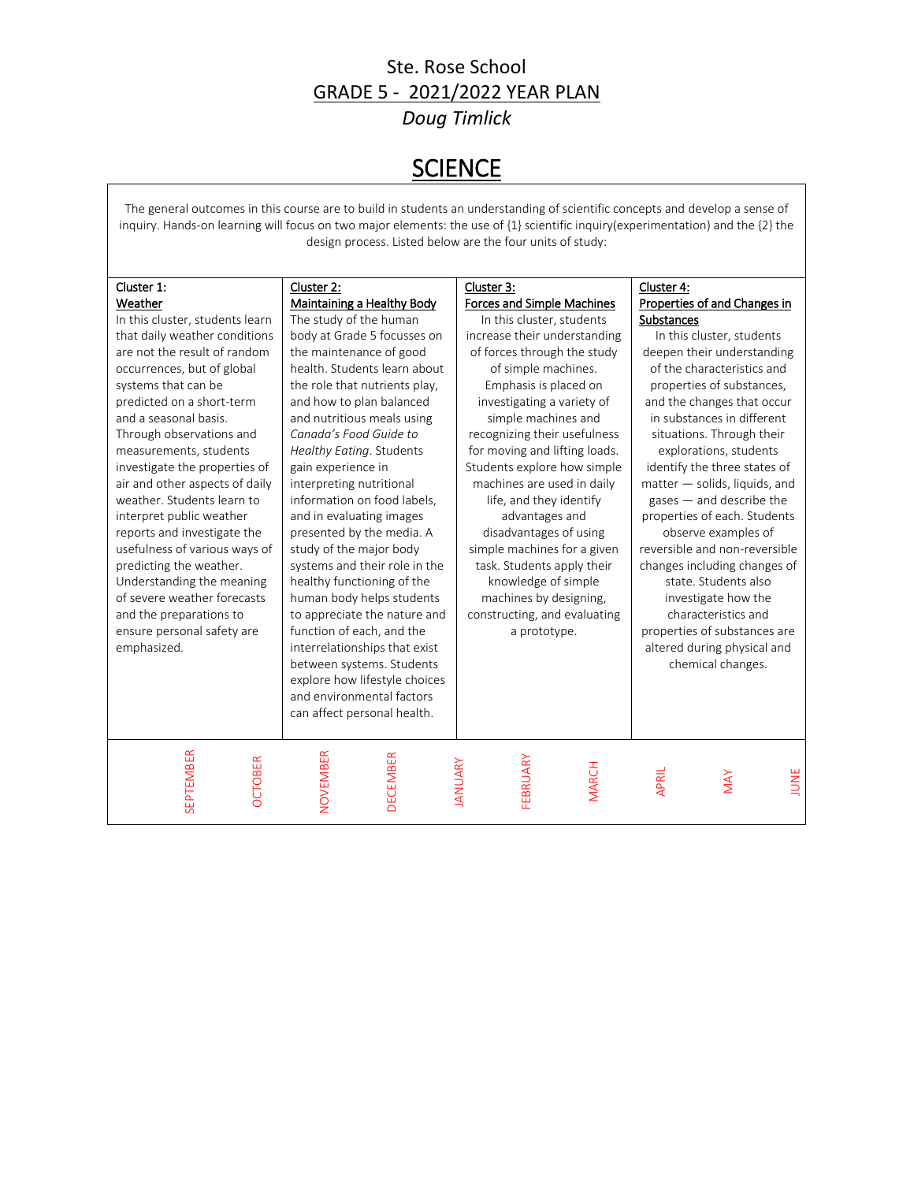# Ste. Rose School

## GRADE 5 - 2021/2022 YEAR PLAN

*Doug Timlick*

# SCIENCE

The general outcomes in this course are to build in students an understanding of scientific concepts and develop a sense of inquiry. Hands-on learning will focus on two major elements: the use of {1} scientific inquiry(experimentation) and the {2} the design process. Listed below are the four units of study:

| Cluster 1: Weather | Cluster 2: Maintaining a Healthy Body | Cluster 3: Forces and Simple Machines | Cluster 4: Properties of and Changes in Substances |
|---|---|---|---|
| In this cluster, students learn that daily weather conditions are not the result of random occurrences, but of global systems that can be predicted on a short-term and a seasonal basis. Through observations and measurements, students investigate the properties of air and other aspects of daily weather. Students learn to interpret public weather reports and investigate the usefulness of various ways of predicting the weather. Understanding the meaning of severe weather forecasts and the preparations to ensure personal safety are emphasized. | The study of the human body at Grade 5 focusses on the maintenance of good health. Students learn about the role that nutrients play, and how to plan balanced and nutritious meals using *Canada's Food Guide to Healthy Eating*. Students gain experience in interpreting nutritional information on food labels, and in evaluating images presented by the media. A study of the major body systems and their role in the healthy functioning of the human body helps students to appreciate the nature and function of each, and the interrelationships that exist between systems. Students explore how lifestyle choices and environmental factors can affect personal health. | In this cluster, students increase their understanding of forces through the study of simple machines. Emphasis is placed on investigating a variety of simple machines and recognizing their usefulness for moving and lifting loads. Students explore how simple machines are used in daily life, and they identify advantages and disadvantages of using simple machines for a given task. Students apply their knowledge of simple machines by designing, constructing, and evaluating a prototype. | In this cluster, students deepen their understanding of the characteristics and properties of substances, and the changes that occur in substances in different situations. Through their explorations, students identify the three states of matter — solids, liquids, and gases — and describe the properties of each. Students observe examples of reversible and non-reversible changes including changes of state. Students also investigate how the characteristics and properties of substances are altered during physical and chemical changes. |
| SEPTEMBER, OCTOBER | NOVEMBER, DECEMBER | JANUARY, FEBRUARY, MARCH | APRIL, MAY, JUNE |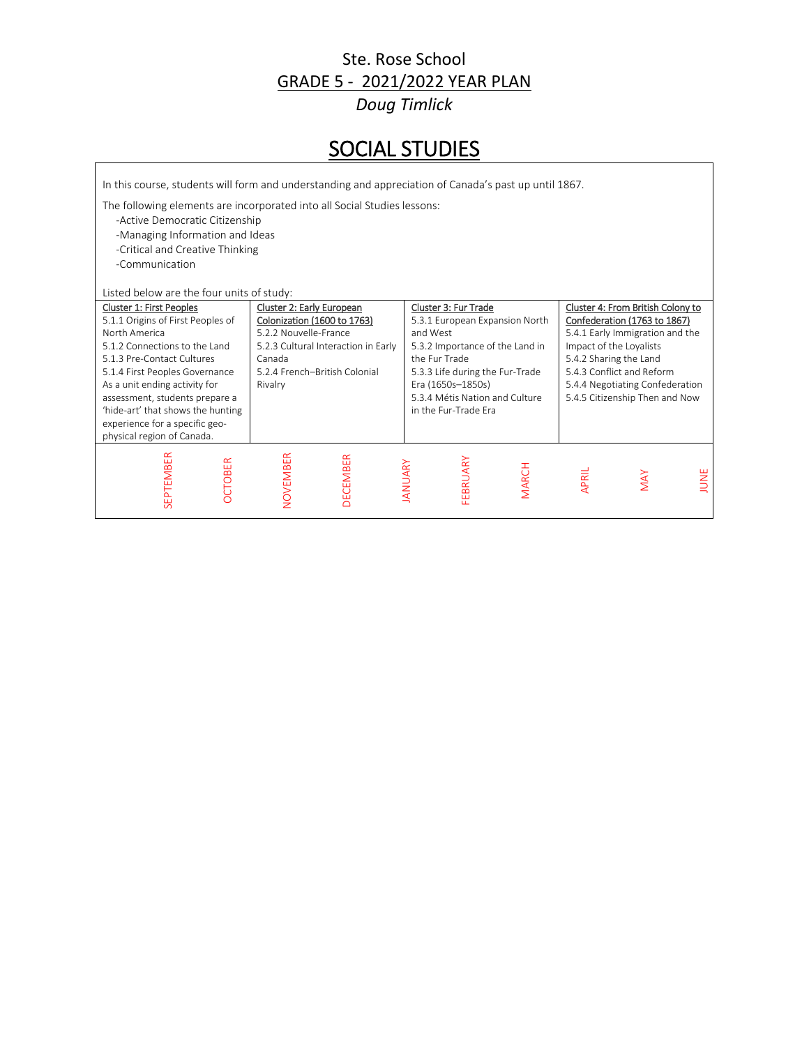# Ste. Rose School

## GRADE 5 - 2021/2022 YEAR PLAN

*Doug Timlick*

# SOCIAL STUDIES

In this course, students will form and understanding and appreciation of Canada's past up until 1867.

The following elements are incorporated into all Social Studies lessons:

- -Active Democratic Citizenship
- -Managing Information and Ideas
- -Critical and Creative Thinking
- -Communication

Listed below are the four units of study:

| Cluster 1: First Peoples | Cluster 2: Early European Colonization (1600 to 1763) | Cluster 3: Fur Trade | Cluster 4: From British Colony to Confederation (1763 to 1867) |
|---|---|---|---|
| 5.1.1 Origins of First Peoples of North America<br>5.1.2 Connections to the Land<br>5.1.3 Pre-Contact Cultures<br>5.1.4 First Peoples Governance<br>As a unit ending activity for assessment, students prepare a 'hide-art' that shows the hunting experience for a specific geo-physical region of Canada. | 5.2.2 Nouvelle-France<br>5.2.3 Cultural Interaction in Early Canada<br>5.2.4 French–British Colonial Rivalry | 5.3.1 European Expansion North and West<br>5.3.2 Importance of the Land in the Fur Trade<br>5.3.3 Life during the Fur-Trade Era (1650s–1850s)<br>5.3.4 Métis Nation and Culture in the Fur-Trade Era | 5.4.1 Early Immigration and the Impact of the Loyalists<br>5.4.2 Sharing the Land<br>5.4.3 Conflict and Reform<br>5.4.4 Negotiating Confederation<br>5.4.5 Citizenship Then and Now |
| SEPTEMBER OCTOBER | NOVEMBER DECEMBER | JANUARY FEBRUARY MARCH | APRIL MAY JUNE |